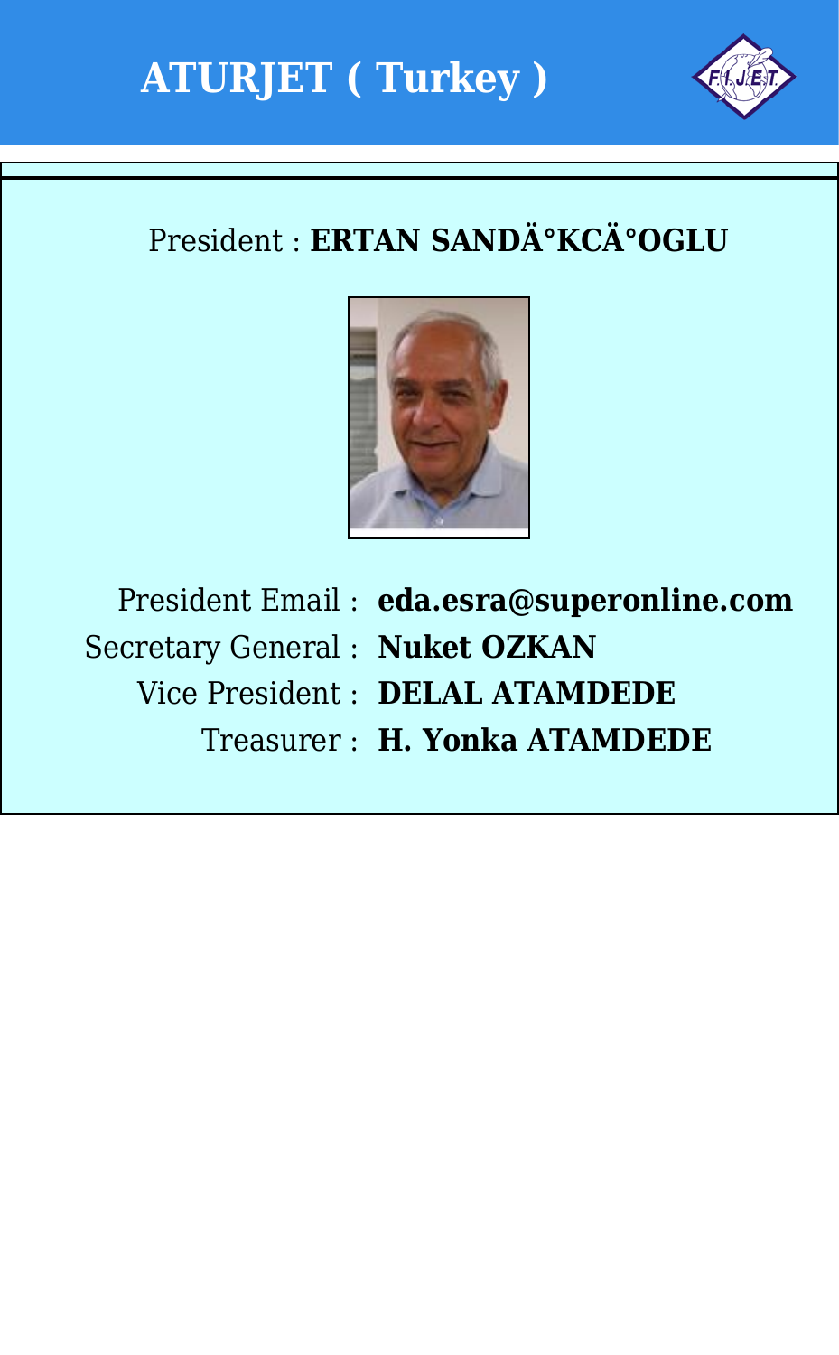# ATURJET ( Turkey )

President : **ERTAN SANDÄ°KCÄ°OGLU**

President Email : **eda.esra@superonline.com**

Secretary General : **Nuket OZKAN**

Vice President : **DELAL ATAMDEDE**

Treasurer : **H. Yonka ATAMDEDE**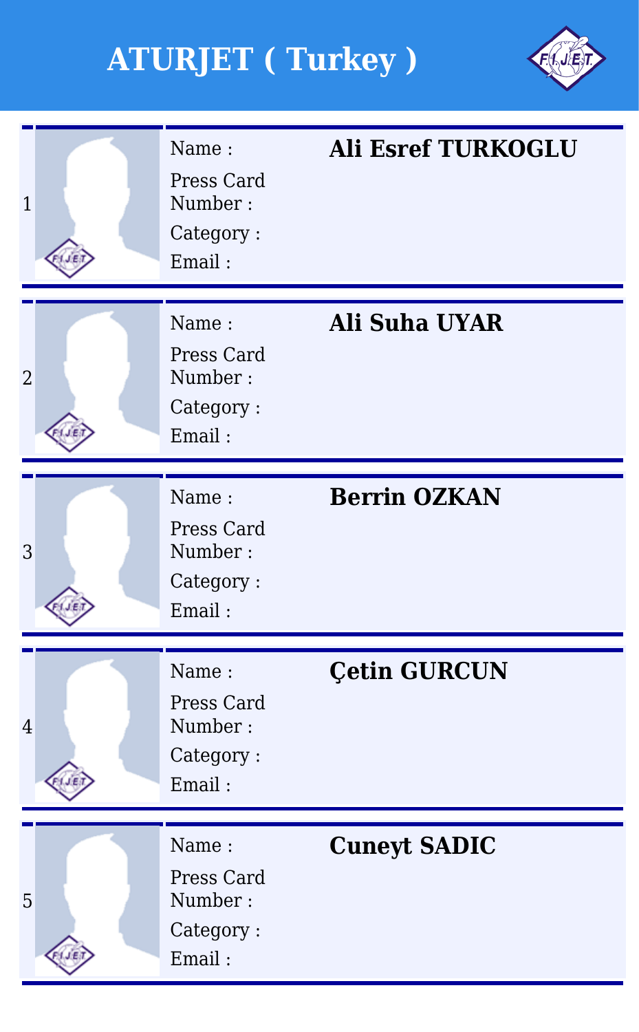# ATURJET ( Turkey )

| # | Field | Value |
| --- | --- | --- |
| 1 | Name : | **Ali Esref TURKOGLU** |
| | Press Card Number : | |
| | Category : | |
| | Email : | |
| 2 | Name : | **Ali Suha UYAR** |
| | Press Card Number : | |
| | Category : | |
| | Email : | |
| 3 | Name : | **Berrin OZKAN** |
| | Press Card Number : | |
| | Category : | |
| | Email : | |
| 4 | Name : | **Çetin GURCUN** |
| | Press Card Number : | |
| | Category : | |
| | Email : | |
| 5 | Name : | **Cuneyt SADIC** |
| | Press Card Number : | |
| | Category : | |
| | Email : | |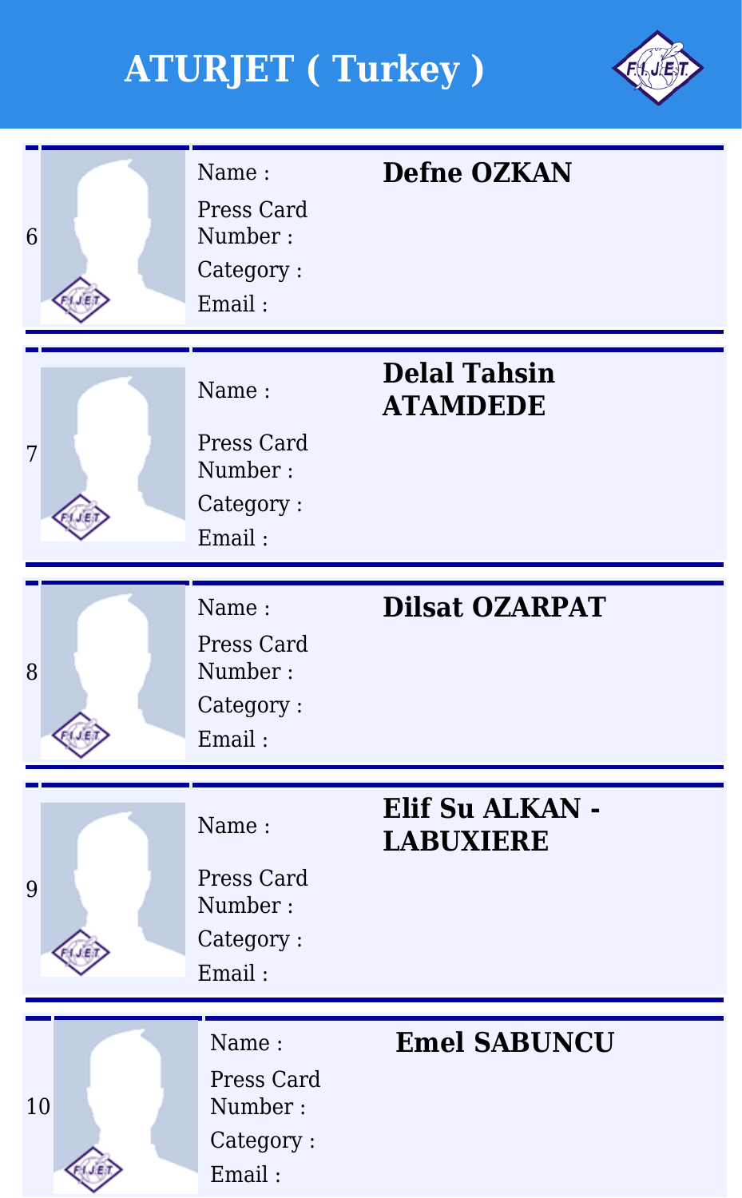# ATURJET ( Turkey )

| # | Field | Value |
|---|---|---|
| 6 | Name : | **Defne OZKAN** |
| | Press Card Number : | |
| | Category : | |
| | Email : | |
| 7 | Name : | **Delal Tahsin ATAMDEDE** |
| | Press Card Number : | |
| | Category : | |
| | Email : | |
| 8 | Name : | **Dilsat OZARPAT** |
| | Press Card Number : | |
| | Category : | |
| | Email : | |
| 9 | Name : | **Elif Su ALKAN - LABUXIERE** |
| | Press Card Number : | |
| | Category : | |
| | Email : | |
| 10 | Name : | **Emel SABUNCU** |
| | Press Card Number : | |
| | Category : | |
| | Email : | |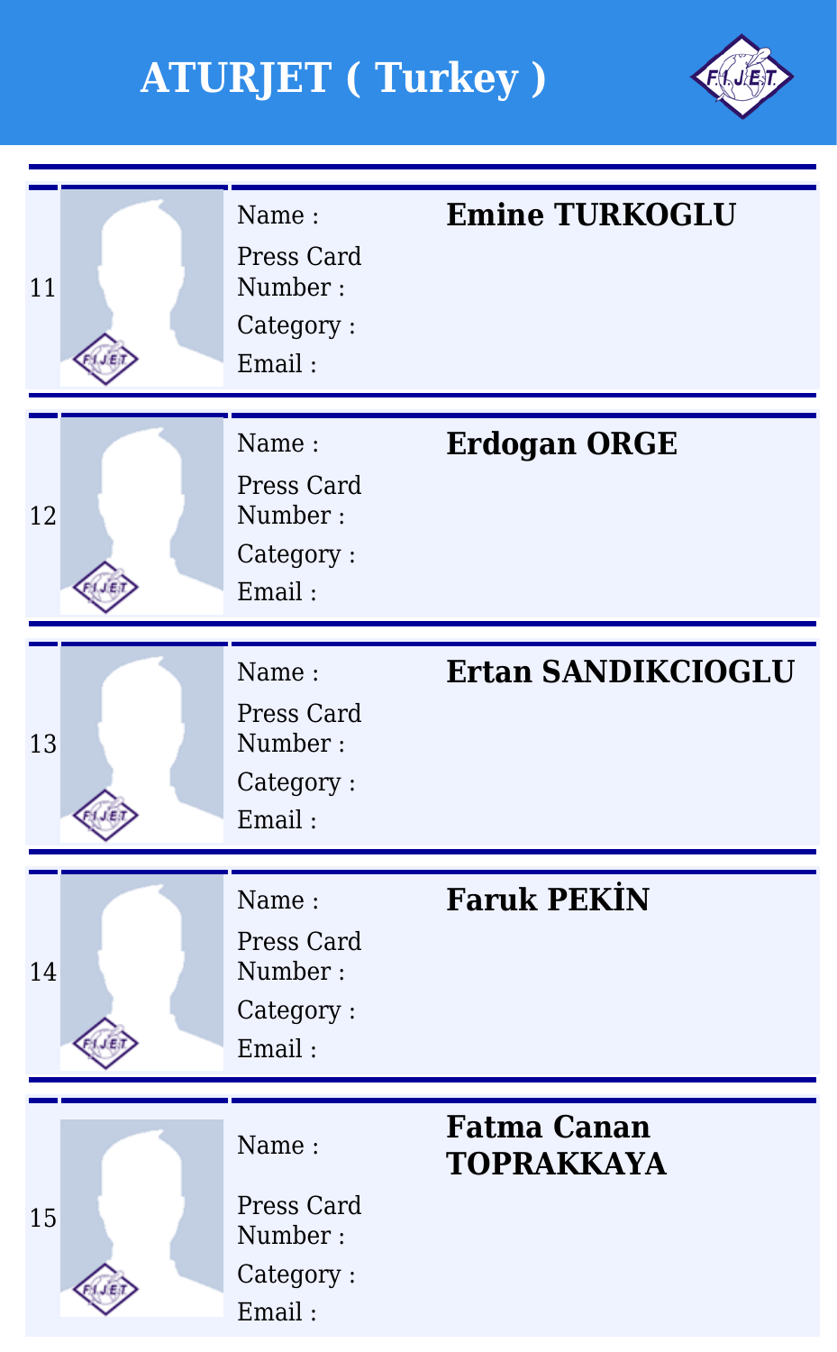# ATURJET ( Turkey )

| No. | Field | Value |
|---|---|---|
| 11 | Name : | **Emine TURKOGLU** |
| | Press Card Number : | |
| | Category : | |
| | Email : | |
| 12 | Name : | **Erdogan ORGE** |
| | Press Card Number : | |
| | Category : | |
| | Email : | |
| 13 | Name : | **Ertan SANDIKCIOGLU** |
| | Press Card Number : | |
| | Category : | |
| | Email : | |
| 14 | Name : | **Faruk PEKİN** |
| | Press Card Number : | |
| | Category : | |
| | Email : | |
| 15 | Name : | **Fatma Canan TOPRAKKAYA** |
| | Press Card Number : | |
| | Category : | |
| | Email : | |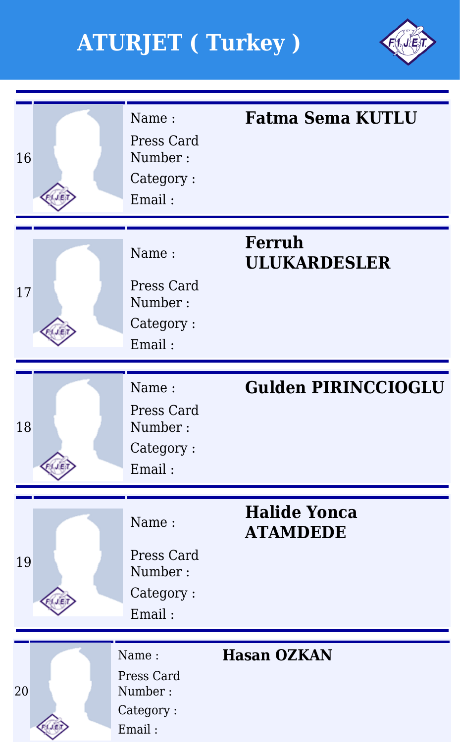# ATURJET ( Turkey )

| # | Field | Value |
|---|---|---|
| 16 | Name : | **Fatma Sema KUTLU** |
| | Press Card Number : | |
| | Category : | |
| | Email : | |
| 17 | Name : | **Ferruh ULUKARDESLER** |
| | Press Card Number : | |
| | Category : | |
| | Email : | |
| 18 | Name : | **Gulden PIRINCCIOGLU** |
| | Press Card Number : | |
| | Category : | |
| | Email : | |
| 19 | Name : | **Halide Yonca ATAMDEDE** |
| | Press Card Number : | |
| | Category : | |
| | Email : | |
| 20 | Name : | **Hasan OZKAN** |
| | Press Card Number : | |
| | Category : | |
| | Email : | |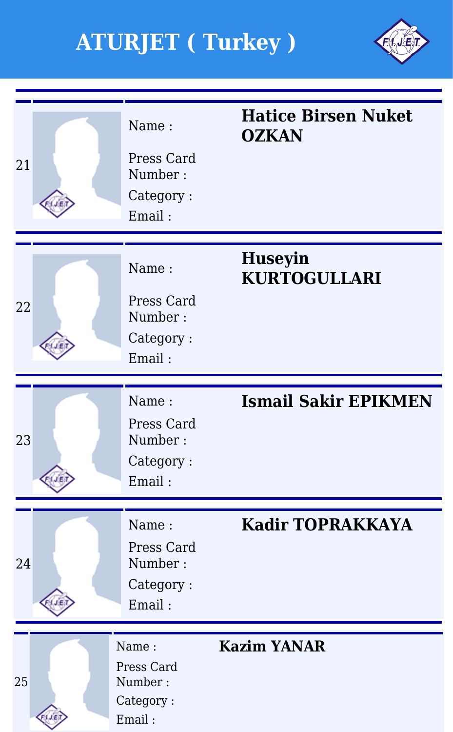# ATURJET ( Turkey )

| # | Field | Value |
| --- | --- | --- |
| 21 | Name : | **Hatice Birsen Nuket OZKAN** |
| | Press Card Number : | |
| | Category : | |
| | Email : | |
| 22 | Name : | **Huseyin KURTOGULLARI** |
| | Press Card Number : | |
| | Category : | |
| | Email : | |
| 23 | Name : | **Ismail Sakir EPIKMEN** |
| | Press Card Number : | |
| | Category : | |
| | Email : | |
| 24 | Name : | **Kadir TOPRAKKAYA** |
| | Press Card Number : | |
| | Category : | |
| | Email : | |
| 25 | Name : | **Kazim YANAR** |
| | Press Card Number : | |
| | Category : | |
| | Email : | |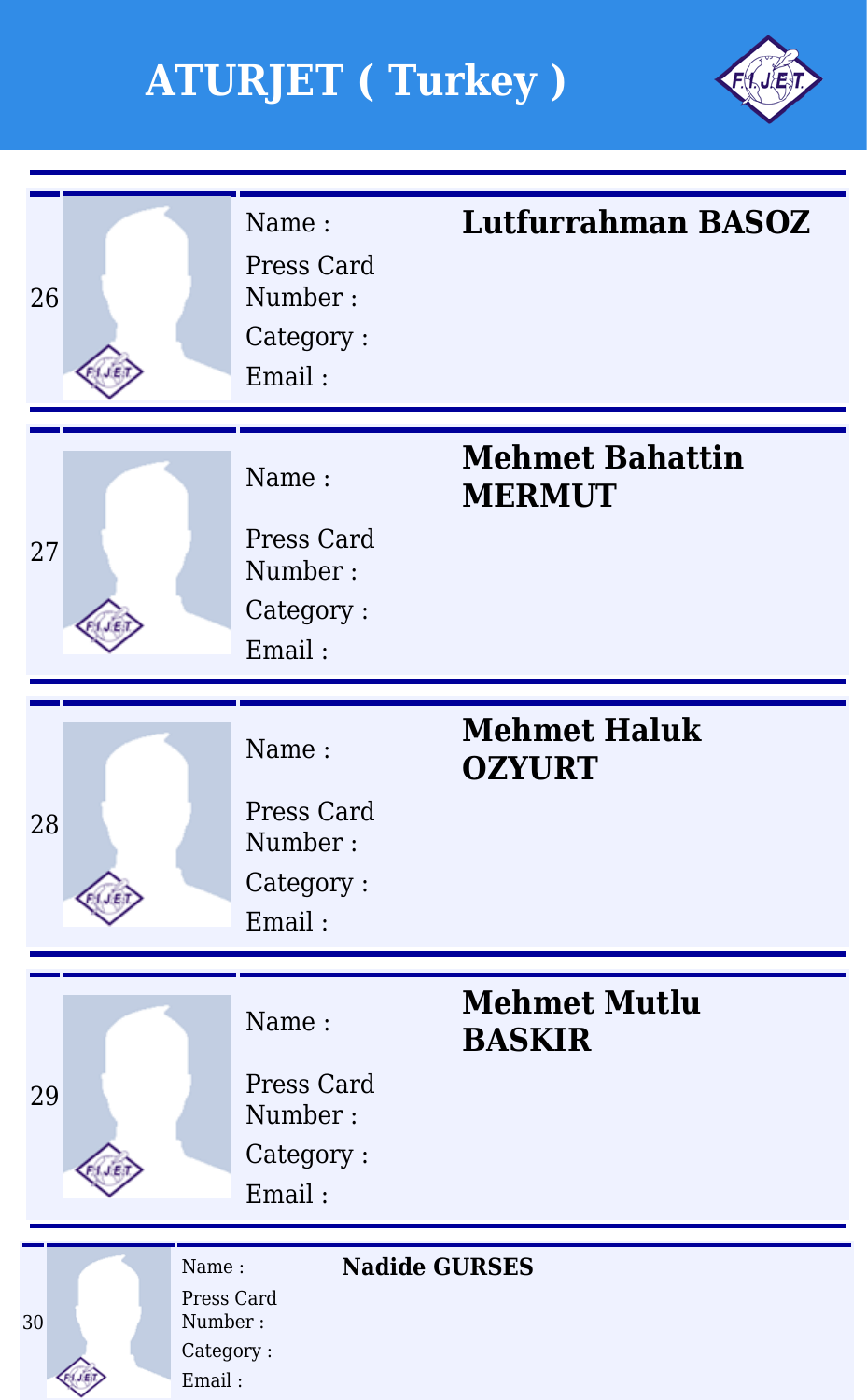# ATURJET ( Turkey )

| # | Field | Value |
|---|---|---|
| 26 | Name : | **Lutfurrahman BASOZ** |
| | Press Card Number : | |
| | Category : | |
| | Email : | |
| 27 | Name : | **Mehmet Bahattin MERMUT** |
| | Press Card Number : | |
| | Category : | |
| | Email : | |
| 28 | Name : | **Mehmet Haluk OZYURT** |
| | Press Card Number : | |
| | Category : | |
| | Email : | |
| 29 | Name : | **Mehmet Mutlu BASKIR** |
| | Press Card Number : | |
| | Category : | |
| | Email : | |
| 30 | Name : | **Nadide GURSES** |
| | Press Card Number : | |
| | Category : | |
| | Email : | |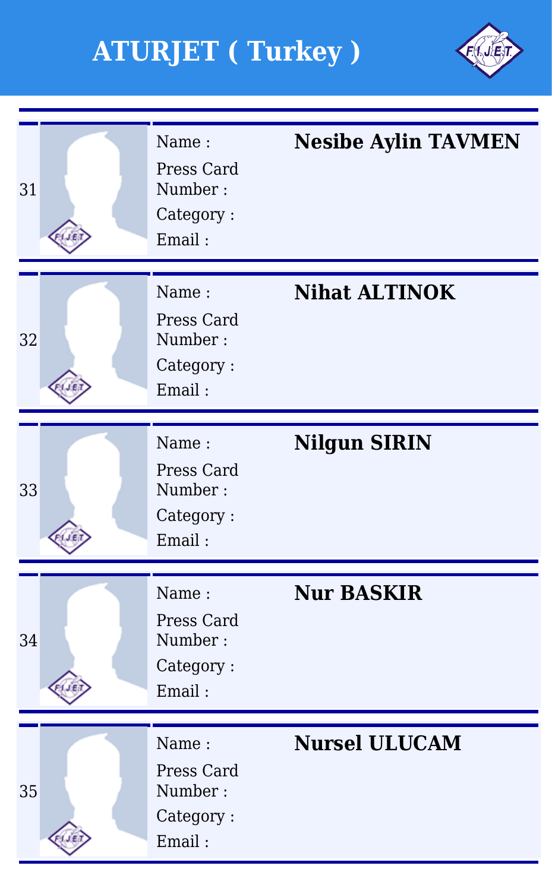# ATURJET ( Turkey )

| No. | Name : | Press Card Number : | Category : | Email : |
|---|---|---|---|---|
| 31 | **Nesibe Aylin TAVMEN** | | | |
| 32 | **Nihat ALTINOK** | | | |
| 33 | **Nilgun SIRIN** | | | |
| 34 | **Nur BASKIR** | | | |
| 35 | **Nursel ULUCAM** | | | |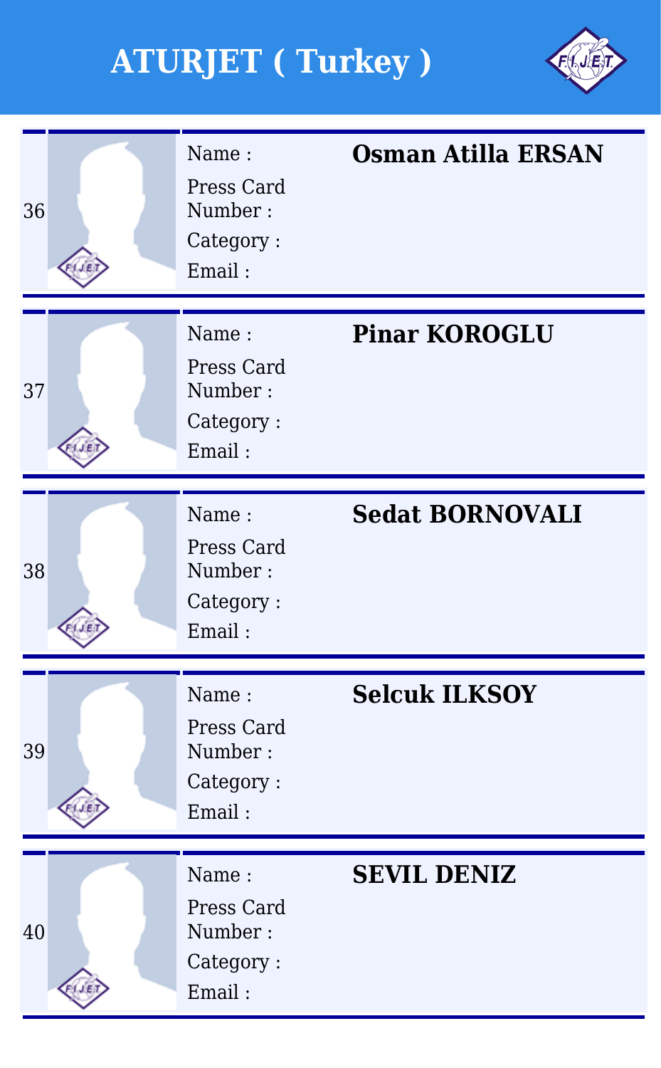# ATURJET ( Turkey )

| # | Field | Value |
|---|---|---|
| 36 | Name : | **Osman Atilla ERSAN** |
| | Press Card Number : | |
| | Category : | |
| | Email : | |
| 37 | Name : | **Pinar KOROGLU** |
| | Press Card Number : | |
| | Category : | |
| | Email : | |
| 38 | Name : | **Sedat BORNOVALI** |
| | Press Card Number : | |
| | Category : | |
| | Email : | |
| 39 | Name : | **Selcuk ILKSOY** |
| | Press Card Number : | |
| | Category : | |
| | Email : | |
| 40 | Name : | **SEVIL DENIZ** |
| | Press Card Number : | |
| | Category : | |
| | Email : | |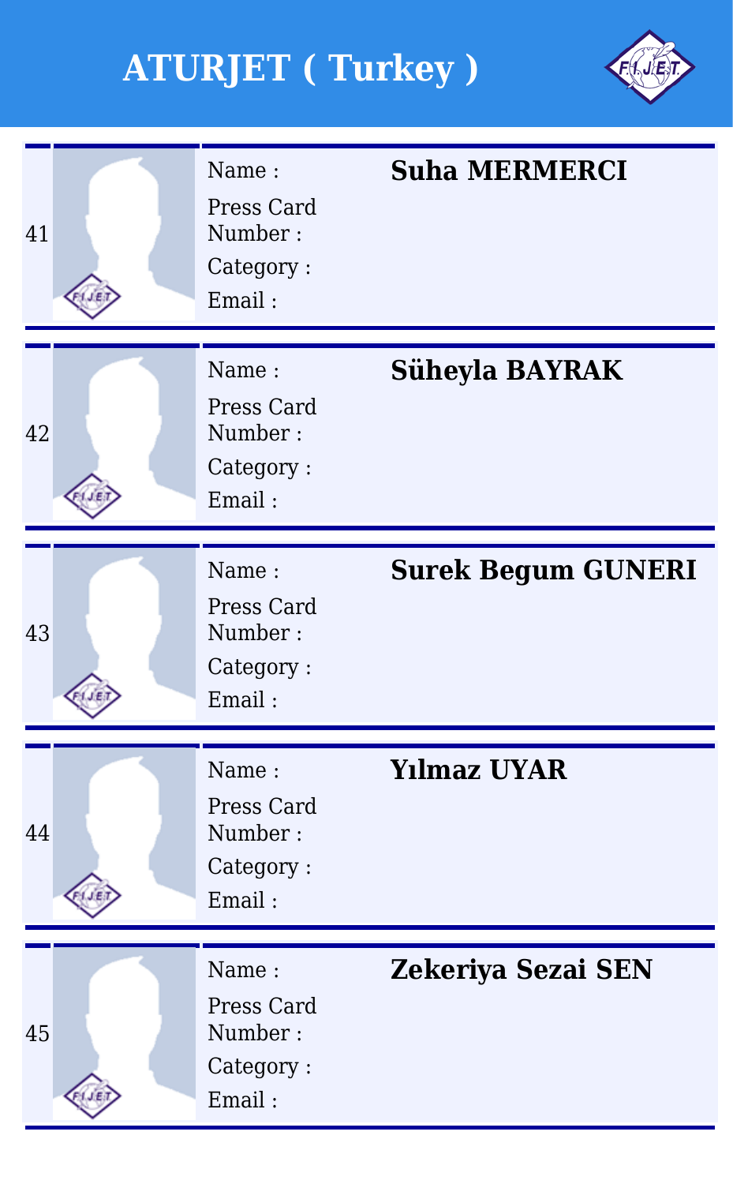# ATURJET ( Turkey )

| # | Field | Value |
|---|---|---|
| 41 | Name : | **Suha MERMERCI** |
| | Press Card Number : | |
| | Category : | |
| | Email : | |
| 42 | Name : | **Süheyla BAYRAK** |
| | Press Card Number : | |
| | Category : | |
| | Email : | |
| 43 | Name : | **Surek Begum GUNERI** |
| | Press Card Number : | |
| | Category : | |
| | Email : | |
| 44 | Name : | **Yılmaz UYAR** |
| | Press Card Number : | |
| | Category : | |
| | Email : | |
| 45 | Name : | **Zekeriya Sezai SEN** |
| | Press Card Number : | |
| | Category : | |
| | Email : | |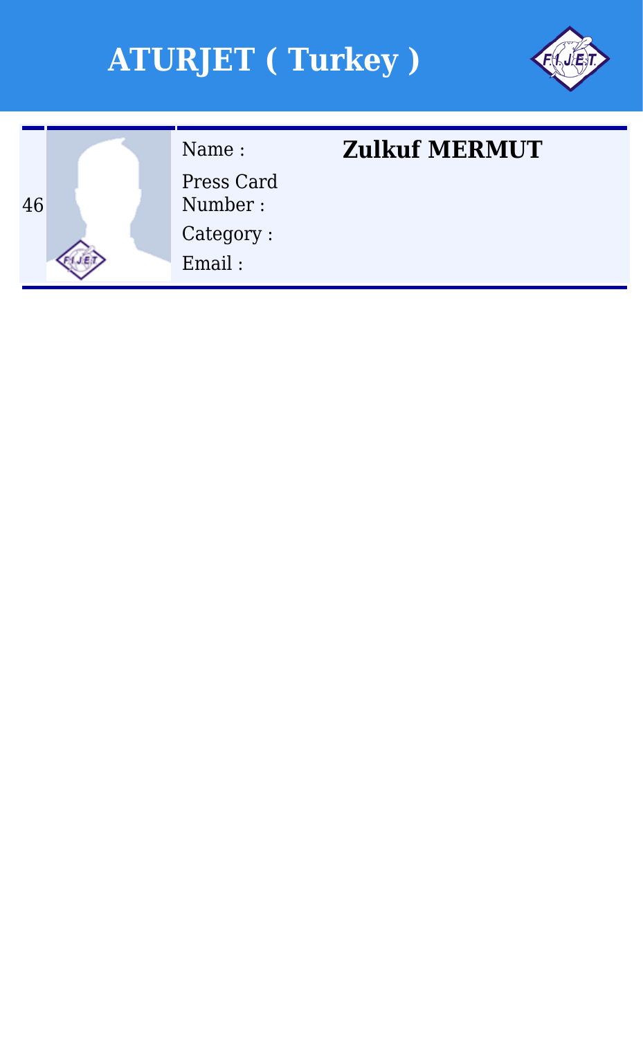# ATURJET ( Turkey )

| | | |
|---|---|---|
| 46 | Name : | **Zulkuf MERMUT** |
| | Press Card Number : | |
| | Category : | |
| | Email : | |